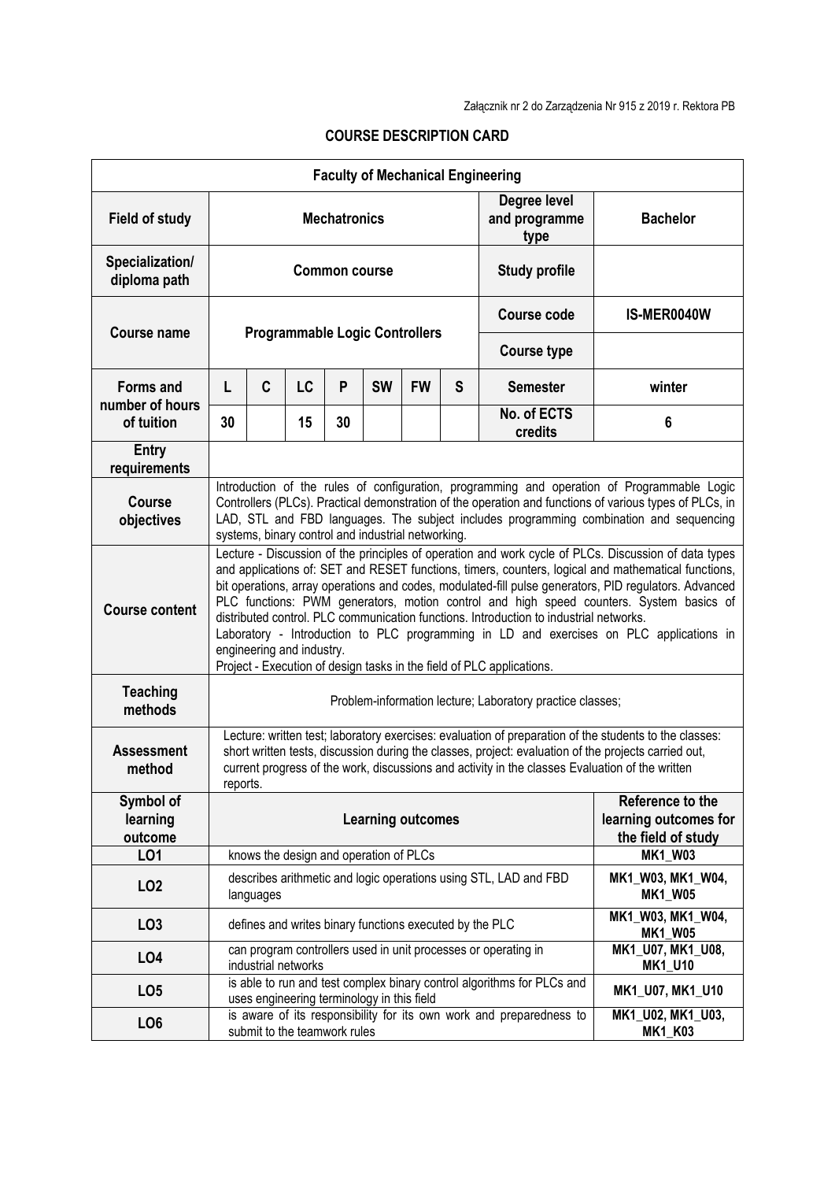Załącznik nr 2 do Zarządzenia Nr 915 z 2019 r. Rektora PB

## COURSE DESCRIPTION CARD

| Faculty of Mechanical Engineering | | | | | | | | | |
|---|---|---|---|---|---|---|---|---|---|
| **Field of study** | **Mechatronics** | | | | | | | **Degree level and programme type** | **Bachelor** |
| **Specialization/ diploma path** | **Common course** | | | | | | | **Study profile** | |
| **Course name** | **Programmable Logic Controllers** | | | | | | | **Course code** | **IS-MER0040W** |
| | | | | | | | | **Course type** | |
| **Forms and number of hours of tuition** | **L** | **C** | **LC** | **P** | **SW** | **FW** | **S** | **Semester** | **winter** |
| | **30** | | **15** | **30** | | | | **No. of ECTS credits** | **6** |
| **Entry requirements** | | | | | | | | | |
| **Course objectives** | Introduction of the rules of configuration, programming and operation of Programmable Logic Controllers (PLCs). Practical demonstration of the operation and functions of various types of PLCs, in LAD, STL and FBD languages. The subject includes programming combination and sequencing systems, binary control and industrial networking. | | | | | | | | |
| **Course content** | Lecture - Discussion of the principles of operation and work cycle of PLCs. Discussion of data types and applications of: SET and RESET functions, timers, counters, logical and mathematical functions, bit operations, array operations and codes, modulated-fill pulse generators, PID regulators. Advanced PLC functions: PWM generators, motion control and high speed counters. System basics of distributed control. PLC communication functions. Introduction to industrial networks.<br>Laboratory - Introduction to PLC programming in LD and exercises on PLC applications in engineering and industry.<br>Project - Execution of design tasks in the field of PLC applications. | | | | | | | | |
| **Teaching methods** | Problem-information lecture; Laboratory practice classes; | | | | | | | | |
| **Assessment method** | Lecture: written test; laboratory exercises: evaluation of preparation of the students to the classes: short written tests, discussion during the classes, project: evaluation of the projects carried out, current progress of the work, discussions and activity in the classes Evaluation of the written reports. | | | | | | | | |
| **Symbol of learning outcome** | **Learning outcomes** | | | | | | | | **Reference to the learning outcomes for the field of study** |
| **LO1** | knows the design and operation of PLCs | | | | | | | | **MK1_W03** |
| **LO2** | describes arithmetic and logic operations using STL, LAD and FBD languages | | | | | | | | **MK1_W03, MK1_W04, MK1_W05** |
| **LO3** | defines and writes binary functions executed by the PLC | | | | | | | | **MK1_W03, MK1_W04, MK1_W05** |
| **LO4** | can program controllers used in unit processes or operating in industrial networks | | | | | | | | **MK1_U07, MK1_U08, MK1_U10** |
| **LO5** | is able to run and test complex binary control algorithms for PLCs and uses engineering terminology in this field | | | | | | | | **MK1_U07, MK1_U10** |
| **LO6** | is aware of its responsibility for its own work and preparedness to submit to the teamwork rules | | | | | | | | **MK1_U02, MK1_U03, MK1_K03** |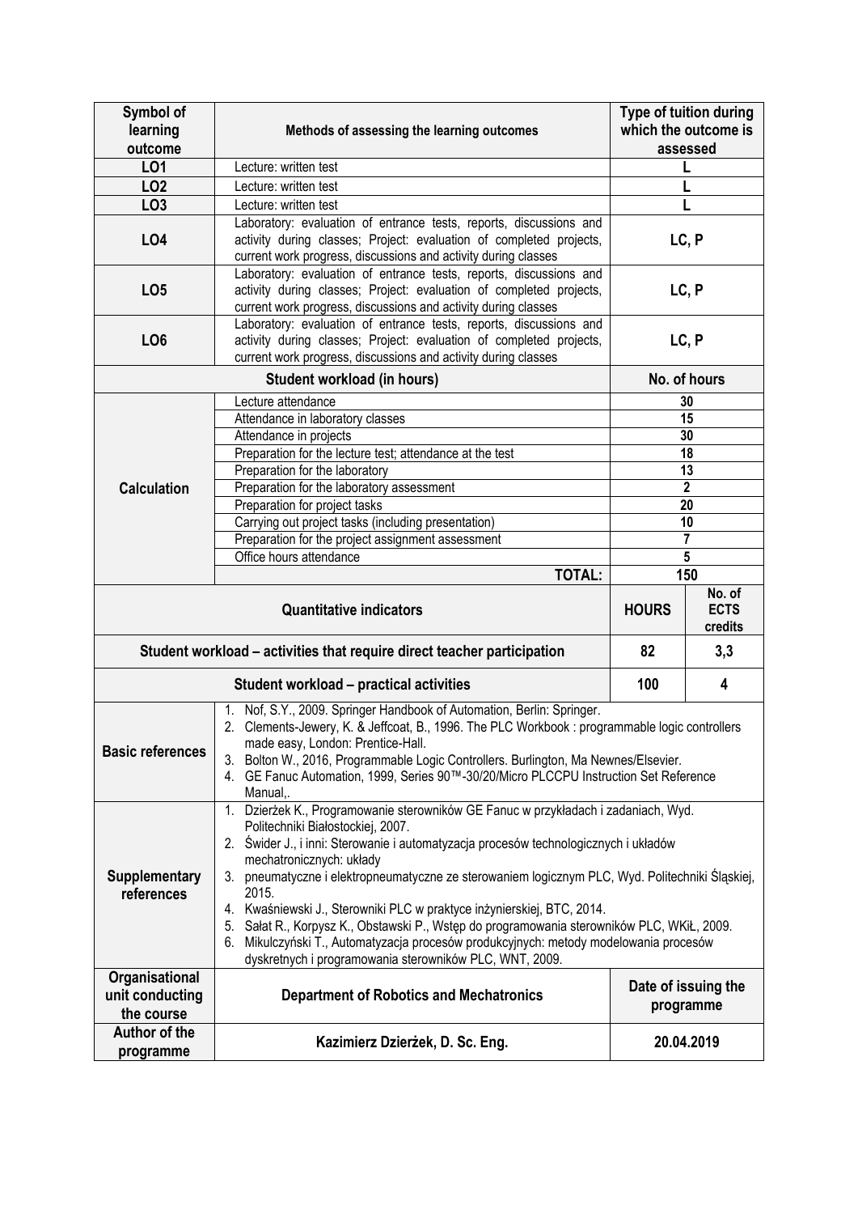| Symbol of learning outcome | Methods of assessing the learning outcomes | Type of tuition during which the outcome is assessed | |
|---|---|---|---|
| **LO1** | Lecture: written test | **L** | |
| **LO2** | Lecture: written test | **L** | |
| **LO3** | Lecture: written test | **L** | |
| **LO4** | Laboratory: evaluation of entrance tests, reports, discussions and activity during classes; Project: evaluation of completed projects, current work progress, discussions and activity during classes | **LC, P** | |
| **LO5** | Laboratory: evaluation of entrance tests, reports, discussions and activity during classes; Project: evaluation of completed projects, current work progress, discussions and activity during classes | **LC, P** | |
| **LO6** | Laboratory: evaluation of entrance tests, reports, discussions and activity during classes; Project: evaluation of completed projects, current work progress, discussions and activity during classes | **LC, P** | |
| **Student workload (in hours)** | | **No. of hours** | |
| **Calculation** | Lecture attendance | **30** | |
| | Attendance in laboratory classes | **15** | |
| | Attendance in projects | **30** | |
| | Preparation for the lecture test; attendance at the test | **18** | |
| | Preparation for the laboratory | **13** | |
| | Preparation for the laboratory assessment | **2** | |
| | Preparation for project tasks | **20** | |
| | Carrying out project tasks (including presentation) | **10** | |
| | Preparation for the project assignment assessment | **7** | |
| | Office hours attendance | **5** | |
| | **TOTAL:** | **150** | |
| **Quantitative indicators** | | **HOURS** | **No. of ECTS credits** |
| **Student workload – activities that require direct teacher participation** | | **82** | **3,3** |
| **Student workload – practical activities** | | **100** | **4** |
| **Basic references** | 1. Nof, S.Y., 2009. Springer Handbook of Automation, Berlin: Springer.<br>2. Clements-Jewery, K. & Jeffcoat, B., 1996. The PLC Workbook : programmable logic controllers made easy, London: Prentice-Hall.<br>3. Bolton W., 2016, Programmable Logic Controllers. Burlington, Ma Newnes/Elsevier.<br>4. GE Fanuc Automation, 1999, Series 90™-30/20/Micro PLCCPU Instruction Set Reference Manual,. | | |
| **Supplementary references** | 1. Dzierżek K., Programowanie sterowników GE Fanuc w przykładach i zadaniach, Wyd. Politechniki Białostockiej, 2007.<br>2. Świder J., i inni: Sterowanie i automatyzacja procesów technologicznych i układów mechatronicznych: układy<br>3. pneumatyczne i elektropneumatyczne ze sterowaniem logicznym PLC, Wyd. Politechniki Śląskiej, 2015.<br>4. Kwaśniewski J., Sterowniki PLC w praktyce inżynierskiej, BTC, 2014.<br>5. Sałat R., Korpysz K., Obstawski P., Wstęp do programowania sterowników PLC, WKiŁ, 2009.<br>6. Mikulczyński T., Automatyzacja procesów produkcyjnych: metody modelowania procesów dyskretnych i programowania sterowników PLC, WNT, 2009. | | |
| **Organisational unit conducting the course** | **Department of Robotics and Mechatronics** | **Date of issuing the programme** | |
| **Author of the programme** | **Kazimierz Dzierżek, D. Sc. Eng.** | **20.04.2019** | |